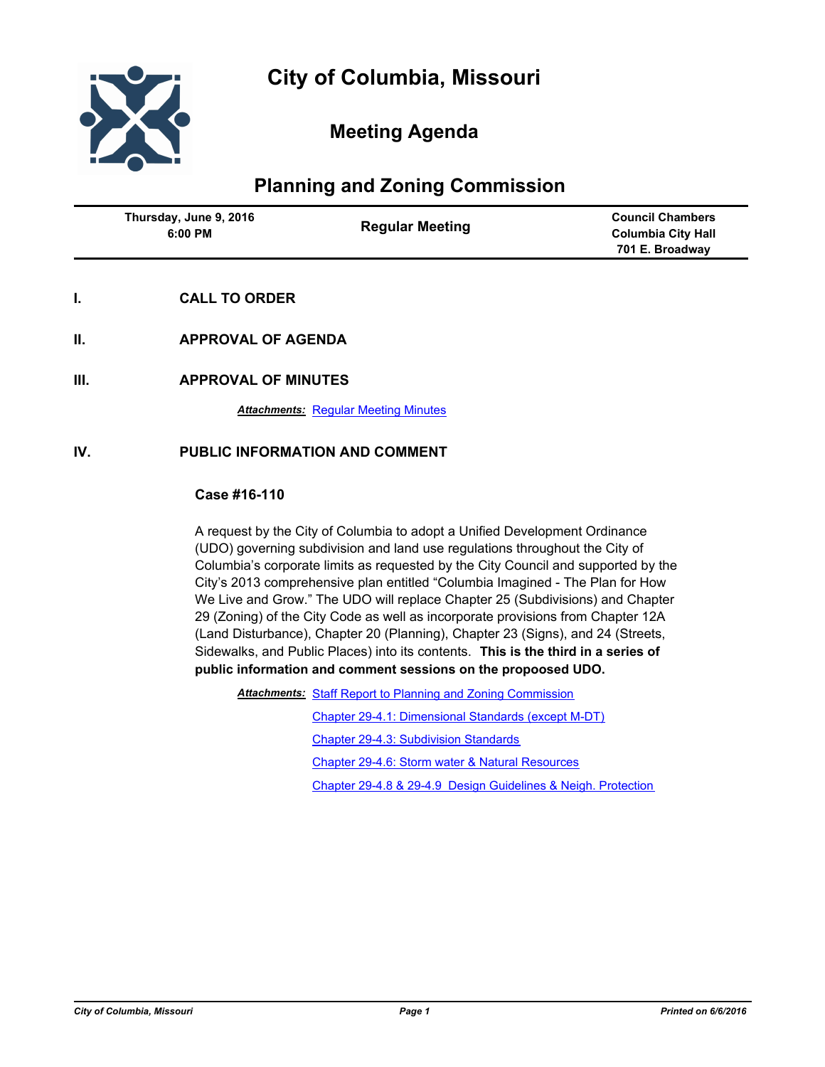# City of Columbia, Missouri

## Meeting Agenda

## Planning and Zoning Commission

| Thursday, June 9, 2016<br>6:00 PM | Regular Meeting | Council Chambers<br>Columbia City Hall<br>701 E. Broadway |
|---|---|---|

## I. CALL TO ORDER

## II. APPROVAL OF AGENDA

## III. APPROVAL OF MINUTES

***Attachments:*** Regular Meeting Minutes

## IV. PUBLIC INFORMATION AND COMMENT

### Case #16-110

A request by the City of Columbia to adopt a Unified Development Ordinance (UDO) governing subdivision and land use regulations throughout the City of Columbia's corporate limits as requested by the City Council and supported by the City's 2013 comprehensive plan entitled "Columbia Imagined - The Plan for How We Live and Grow." The UDO will replace Chapter 25 (Subdivisions) and Chapter 29 (Zoning) of the City Code as well as incorporate provisions from Chapter 12A (Land Disturbance), Chapter 20 (Planning), Chapter 23 (Signs), and 24 (Streets, Sidewalks, and Public Places) into its contents. **This is the third in a series of public information and comment sessions on the propoosed UDO.**

***Attachments:*** Staff Report to Planning and Zoning Commission
Chapter 29-4.1: Dimensional Standards (except M-DT)
Chapter 29-4.3: Subdivision Standards
Chapter 29-4.6: Storm water & Natural Resources
Chapter 29-4.8 & 29-4.9 Design Guidelines & Neigh. Protection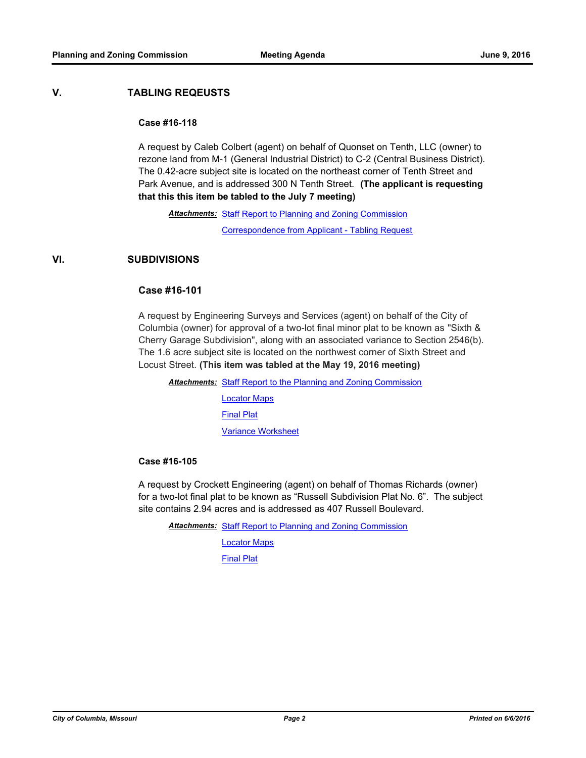## V. TABLING REQEUSTS

### Case #16-118

A request by Caleb Colbert (agent) on behalf of Quonset on Tenth, LLC (owner) to rezone land from M-1 (General Industrial District) to C-2 (Central Business District). The 0.42-acre subject site is located on the northeast corner of Tenth Street and Park Avenue, and is addressed 300 N Tenth Street. **(The applicant is requesting that this this item be tabled to the July 7 meeting)**

***Attachments:*** Staff Report to Planning and Zoning Commission
Correspondence from Applicant - Tabling Request

## VI. SUBDIVISIONS

### Case #16-101

A request by Engineering Surveys and Services (agent) on behalf of the City of Columbia (owner) for approval of a two-lot final minor plat to be known as "Sixth & Cherry Garage Subdivision", along with an associated variance to Section 2546(b). The 1.6 acre subject site is located on the northwest corner of Sixth Street and Locust Street. **(This item was tabled at the May 19, 2016 meeting)**

***Attachments:*** Staff Report to the Planning and Zoning Commission
Locator Maps
Final Plat
Variance Worksheet

### Case #16-105

A request by Crockett Engineering (agent) on behalf of Thomas Richards (owner) for a two-lot final plat to be known as “Russell Subdivision Plat No. 6”. The subject site contains 2.94 acres and is addressed as 407 Russell Boulevard.

***Attachments:*** Staff Report to Planning and Zoning Commission
Locator Maps
Final Plat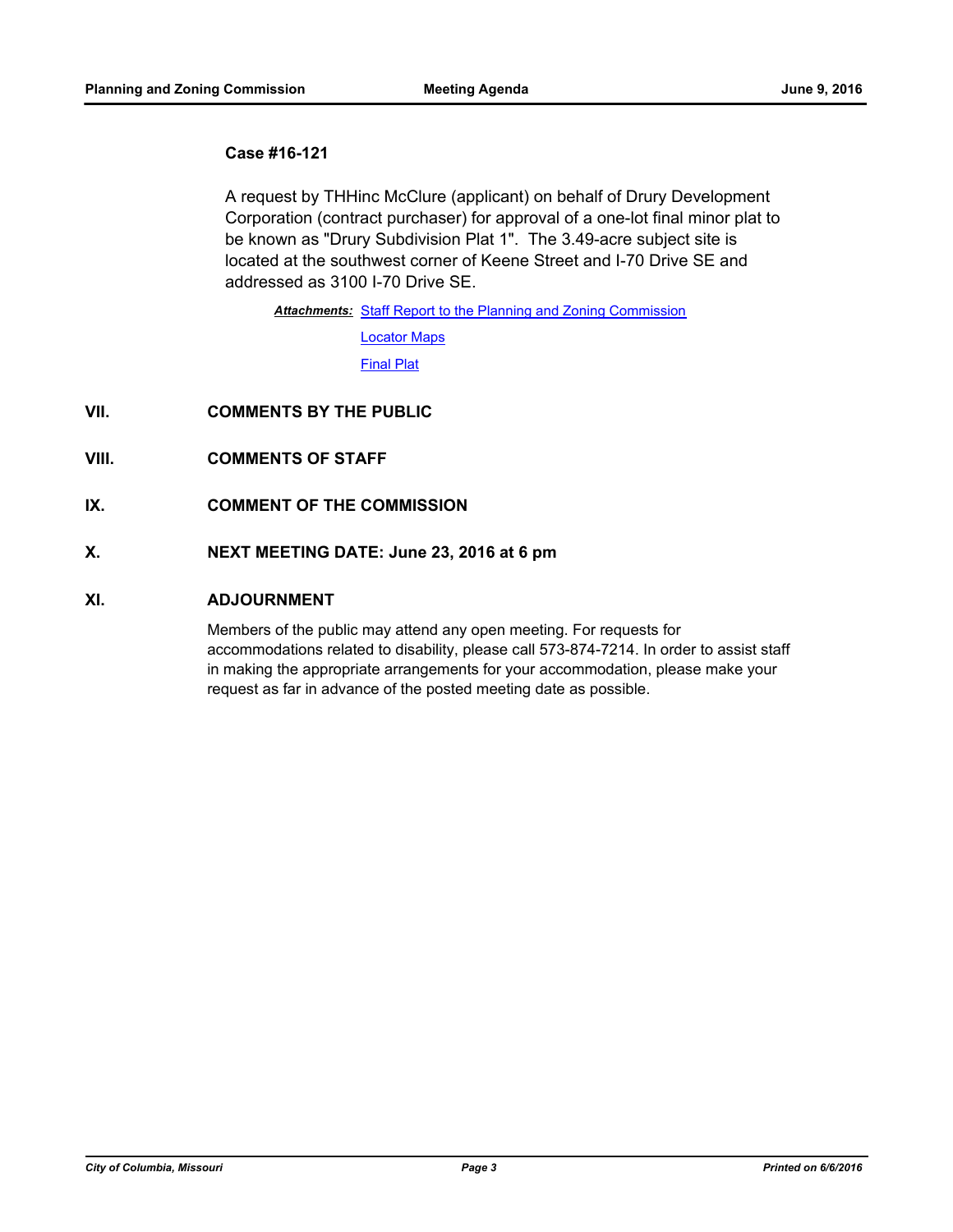### Case #16-121

A request by THHinc McClure (applicant) on behalf of Drury Development Corporation (contract purchaser) for approval of a one-lot final minor plat to be known as "Drury Subdivision Plat 1". The 3.49-acre subject site is located at the southwest corner of Keene Street and I-70 Drive SE and addressed as 3100 I-70 Drive SE.

***Attachments:*** Staff Report to the Planning and Zoning Commission

Locator Maps

Final Plat

## VII. COMMENTS BY THE PUBLIC

## VIII. COMMENTS OF STAFF

## IX. COMMENT OF THE COMMISSION

## X. NEXT MEETING DATE: June 23, 2016 at 6 pm

## XI. ADJOURNMENT

Members of the public may attend any open meeting. For requests for accommodations related to disability, please call 573-874-7214. In order to assist staff in making the appropriate arrangements for your accommodation, please make your request as far in advance of the posted meeting date as possible.